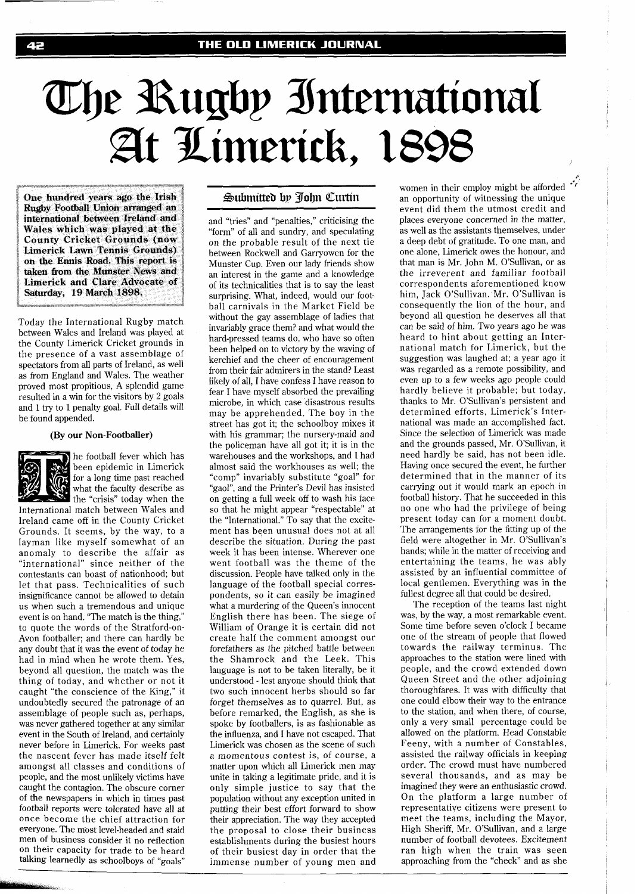# The Rugby International At Limerick, 1898

**One hundred years ago the Irish Rugby Football Union arranged an international between Ireland and Wales which was played at the County Cricket Grounds (now Limerick Lawn Tennis Grounds) on the Ennis Road. This report is taken from the Munster News and Limerick and Clare Advocate of Saturday, 19 March 1898.**

### Submitted by John Curtin

Today the International Rugby match between Wales and Ireland was played at the County Limerick Cricket grounds in the presence of a vast assemblage of spectators from all parts of Ireland, as well as from England and Wales. The weather proved most propitious. A splendid game resulted in a win for the visitors by 2 goals and 1 try to 1 penalty goal. Full details will be found appended.

**(By our Non-Footballer)**

The football fever which has been epidemic in Limerick for a long time past reached what the faculty describe as the "crisis" today when the International match between Wales and Ireland came off in the County Cricket Grounds. It seems, by the way, to a layman like myself somewhat of an anomaly to describe the affair as "international" since neither of the contestants can boast of nationhood; but let that pass. Technicalities of such insignificance cannot be allowed to detain us when such a tremendous and unique event is on hand. "The match is the thing," to quote the words of the Stratford-on-Avon footballer; and there can hardly be any doubt that it was the event of today he had in mind when he wrote them. Yes, beyond all question, the match was the thing of today, and whether or not it caught "the conscience of the King," it undoubtedly secured the patronage of an assemblage of people such as, perhaps, was never gathered together at any similar event in the South of Ireland, and certainly never before in Limerick. For weeks past the nascent fever has made itself felt amongst all classes and conditions of people, and the most unlikely victims have caught the contagion. The obscure corner of the newspapers in which in times past football reports were tolerated have all at once become the chief attraction for everyone. The most level-headed and staid men of business consider it no reflection on their capacity for trade to be heard talking learnedly as schoolboys of "goals" and "tries" and "penalties," criticising the "form" of all and sundry, and speculating on the probable result of the next tie between Rockwell and Garryowen for the Munster Cup. Even our lady friends show an interest in the game and a knowledge of its technicalities that is to say the least surprising. What, indeed, would our football carnivals in the Market Field be without the gay assemblage of ladies that invariably grace them? and what would the hard-pressed teams do, who have so often been helped on to victory by the waving of kerchief and the cheer of encouragement from their fair admirers in the stand? Least likely of all, I have confess I have reason to fear I have myself absorbed the prevailing microbe, in which case disastrous results may be apprehended. The boy in the street has got it; the schoolboy mixes it with his grammar; the nursery-maid and the policeman have all got it; it is in the warehouses and the workshops, and I had almost said the workhouses as well; the "comp" invariably substitute "goal" for "gaol", and the Printer's Devil has insisted on getting a full week off to wash his face so that he might appear "respectable" at the "International." To say that the excitement has been unusual does not at all describe the situation. During the past week it has been intense. Wherever one went football was the theme of the discussion. People have talked only in the language of the football special correspondents, so it can easily be imagined what a murdering of the Queen's innocent English there has been. The siege of William of Orange it is certain did not create half the comment amongst our forefathers as the pitched battle between the Shamrock and the Leek. This language is not to be taken literally, be it understood - lest anyone should think that two such innocent herbs should so far forget themselves as to quarrel. But, as before remarked, the English, as she is spoke by footballers, is as fashionable as the influenza, and I have not escaped. That Limerick was chosen as the scene of such a momentous contest is, of course, a matter upon which all Limerick men may unite in taking a legitimate pride, and it is only simple justice to say that the population without any exception united in putting their best effort forward to show their appreciation. The way they accepted the proposal to close their business establishments during the busiest hours of their busiest day in order that the immense number of young men and women in their employ might be afforded an opportunity of witnessing the unique event did them the utmost credit and places everyone concerned in the matter, as well as the assistants themselves, under a deep debt of gratitude. To one man, and one alone, Limerick owes the honour, and that man is Mr. John M. O'Sullivan, or as the irreverent and familiar football correspondents aforementioned know him, Jack O'Sullivan. Mr. O'Sullivan is consequently the lion of the hour, and beyond all question he deserves all that can be said of him. Two years ago he was heard to hint about getting an International match for Limerick, but the suggestion was laughed at; a year ago it was regarded as a remote possibility, and even up to a few weeks ago people could hardly believe it probable; but today, thanks to Mr. O'Sullivan's persistent and determined efforts, Limerick's International was made an accomplished fact. Since the selection of Limerick was made and the grounds passed, Mr. O'Sullivan, it need hardly be said, has not been idle. Having once secured the event, he further determined that in the manner of its carrying out it would mark an epoch in football history. That he succeeded in this no one who had the privilege of being present today can for a moment doubt. The arrangements for the fitting up of the field were altogether in Mr. O'Sullivan's hands; while in the matter of receiving and entertaining the teams, he was ably assisted by an influential committee of local gentlemen. Everything was in the fullest degree all that could be desired.

The reception of the teams last night was, by the way, a most remarkable event. Some time before seven o'clock I became one of the stream of people that flowed towards the railway terminus. The approaches to the station were lined with people, and the crowd extended down Queen Street and the other adjoining thoroughfares. It was with difficulty that one could elbow their way to the entrance to the station, and when there, of course, only a very small percentage could be allowed on the platform. Head Constable Feeny, with a number of Constables, assisted the railway officials in keeping order. The crowd must have numbered several thousands, and as may be imagined they were an enthusiastic crowd. On the platform a large number of representative citizens were present to meet the teams, including the Mayor, High Sheriff, Mr. O'Sullivan, and a large number of football devotees. Excitement ran high when the train was seen approaching from the "check" and as she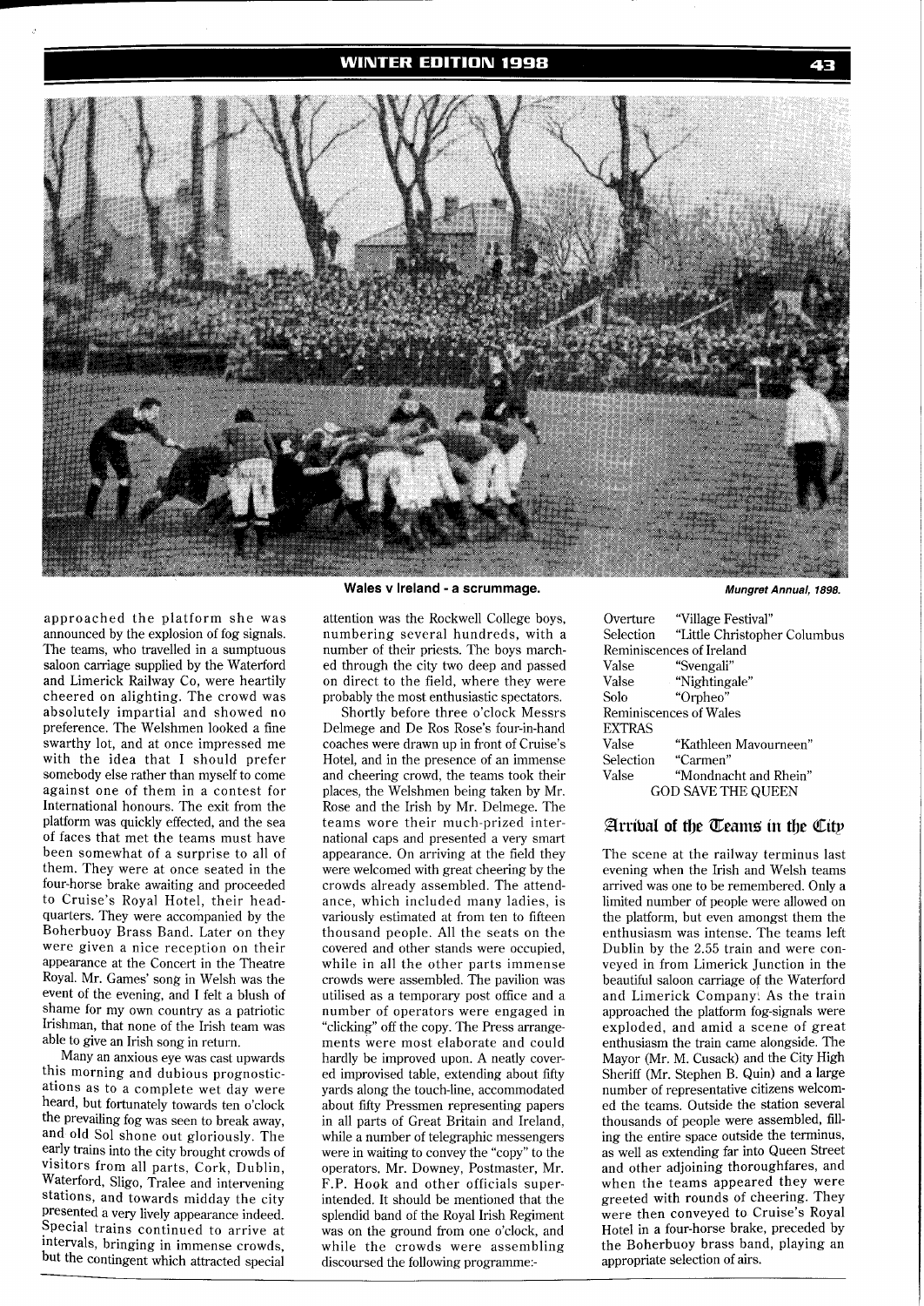Wales v Ireland - a scrummage. *Mungret Annual, 1898.*

approached the platform she was announced by the explosion of fog signals. The teams, who travelled in a sumptuous saloon carriage supplied by the Waterford and Limerick Railway Co, were heartily cheered on alighting. The crowd was absolutely impartial and showed no preference. The Welshmen looked a fine swarthy lot, and at once impressed me with the idea that I should prefer somebody else rather than myself to come against one of them in a contest for International honours. The exit from the platform was quickly effected, and the sea of faces that met the teams must have been somewhat of a surprise to all of them. They were at once seated in the four-horse brake awaiting and proceeded to Cruise's Royal Hotel, their headquarters. They were accompanied by the Boherbuoy Brass Band. Later on they were given a nice reception on their appearance at the Concert in the Theatre Royal. Mr. Games' song in Welsh was the event of the evening, and I felt a blush of shame for my own country as a patriotic Irishman, that none of the Irish team was able to give an Irish song in return.

Many an anxious eye was cast upwards this morning and dubious prognostications as to a complete wet day were heard, but fortunately towards ten o'clock the prevailing fog was seen to break away, and old Sol shone out gloriously. The early trains into the city brought crowds of visitors from all parts, Cork, Dublin, Waterford, Sligo, Tralee and intervening stations, and towards midday the city presented a very lively appearance indeed. Special trains continued to arrive at intervals, bringing in immense crowds, but the contingent which attracted special attention was the Rockwell College boys, numbering several hundreds, with a number of their priests. The boys marched through the city two deep and passed on direct to the field, where they were probably the most enthusiastic spectators.

Shortly before three o'clock Messrs Delmege and De Ros Rose's four-in-hand coaches were drawn up in front of Cruise's Hotel, and in the presence of an immense and cheering crowd, the teams took their places, the Welshmen being taken by Mr. Rose and the Irish by Mr. Delmege. The teams wore their much-prized international caps and presented a very smart appearance. On arriving at the field they were welcomed with great cheering by the crowds already assembled. The attendance, which included many ladies, is variously estimated at from ten to fifteen thousand people. All the seats on the covered and other stands were occupied, while in all the other parts immense crowds were assembled. The pavilion was utilised as a temporary post office and a number of operators were engaged in "clicking" off the copy. The Press arrangements were most elaborate and could hardly be improved upon. A neatly covered improvised table, extending about fifty yards along the touch-line, accommodated about fifty Pressmen representing papers in all parts of Great Britain and Ireland, while a number of telegraphic messengers were in waiting to convey the "copy" to the operators. Mr. Downey, Postmaster, Mr. F.P. Hook and other officials superintended. It should be mentioned that the splendid band of the Royal Irish Regiment was on the ground from one o'clock, and while the crowds were assembling discoursed the following programme:-

Overture "Village Festival"
Selection "Little Christopher Columbus
Reminiscences of Ireland
Valse "Svengali"
Valse "Nightingale"
Solo "Orpheo"
Reminiscences of Wales
EXTRAS
Valse "Kathleen Mavourneen"
Selection "Carmen"
Valse "Mondnacht and Rhein"
GOD SAVE THE QUEEN

## Arrival of the Teams in the City

The scene at the railway terminus last evening when the Irish and Welsh teams arrived was one to be remembered. Only a limited number of people were allowed on the platform, but even amongst them the enthusiasm was intense. The teams left Dublin by the 2.55 train and were conveyed in from Limerick Junction in the beautiful saloon carriage of the Waterford and Limerick Company. As the train approached the platform fog-signals were exploded, and amid a scene of great enthusiasm the train came alongside. The Mayor (Mr. M. Cusack) and the City High Sheriff (Mr. Stephen B. Quin) and a large number of representative citizens welcomed the teams. Outside the station several thousands of people were assembled, filling the entire space outside the terminus, as well as extending far into Queen Street and other adjoining thoroughfares, and when the teams appeared they were greeted with rounds of cheering. They were then conveyed to Cruise's Royal Hotel in a four-horse brake, preceded by the Boherbuoy brass band, playing an appropriate selection of airs.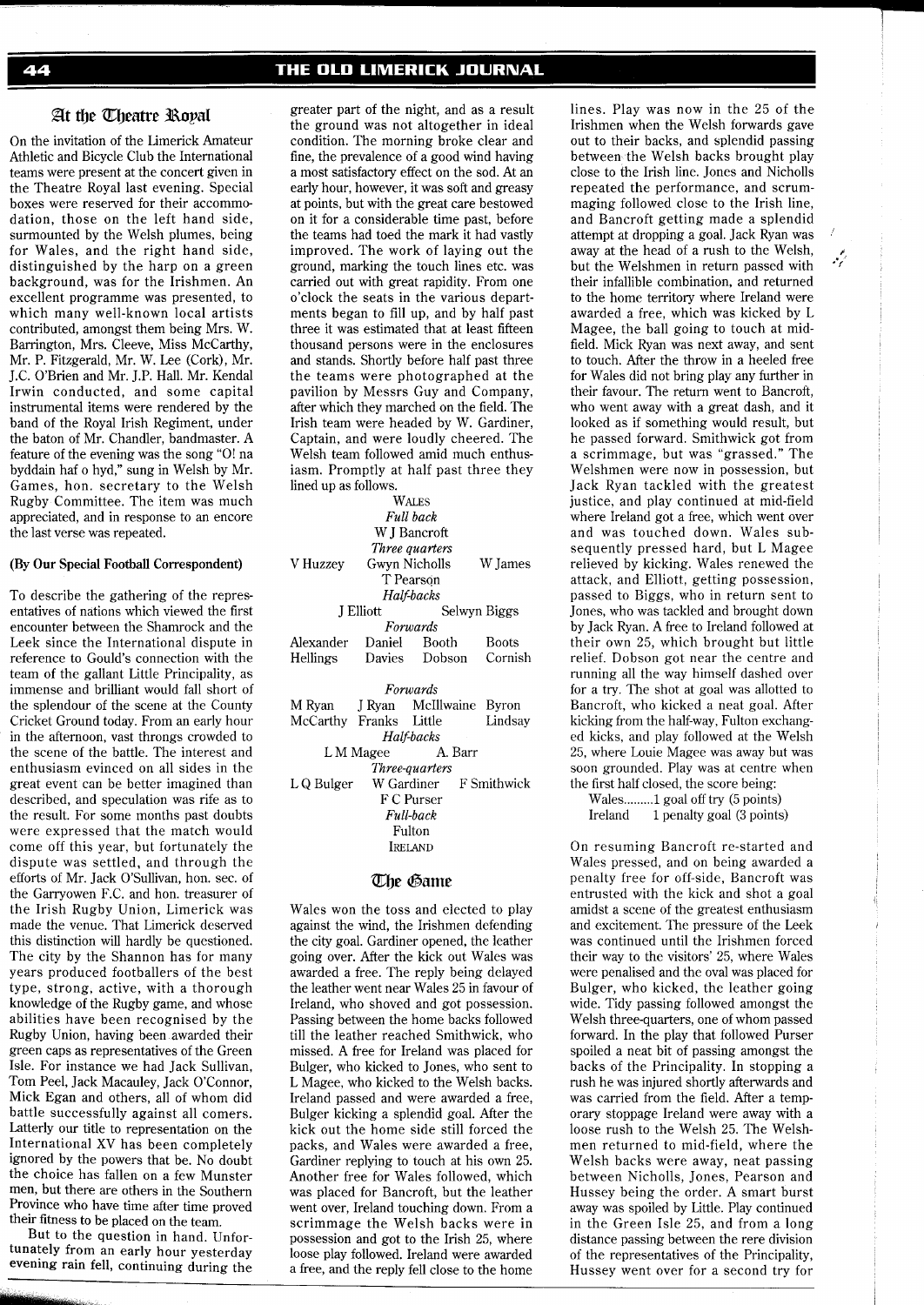## At the Theatre Royal

On the invitation of the Limerick Amateur Athletic and Bicycle Club the International teams were present at the concert given in the Theatre Royal last evening. Special boxes were reserved for their accommodation, those on the left hand side, surmounted by the Welsh plumes, being for Wales, and the right hand side, distinguished by the harp on a green background, was for the Irishmen. An excellent programme was presented, to which many well-known local artists contributed, amongst them being Mrs. W. Barrington, Mrs. Cleeve, Miss McCarthy, Mr. P. Fitzgerald, Mr. W. Lee (Cork), Mr. J.C. O'Brien and Mr. J.P. Hall. Mr. Kendal Irwin conducted, and some capital instrumental items were rendered by the band of the Royal Irish Regiment, under the baton of Mr. Chandler, bandmaster. A feature of the evening was the song "O! na byddain haf o hyd," sung in Welsh by Mr. Games, hon. secretary to the Welsh Rugby Committee. The item was much appreciated, and in response to an encore the last verse was repeated.

**(By Our Special Football Correspondent)**

To describe the gathering of the representatives of nations which viewed the first encounter between the Shamrock and the Leek since the International dispute in reference to Gould's connection with the team of the gallant Little Principality, as immense and brilliant would fall short of the splendour of the scene at the County Cricket Ground today. From an early hour in the afternoon, vast throngs crowded to the scene of the battle. The interest and enthusiasm evinced on all sides in the great event can be better imagined than described, and speculation was rife as to the result. For some months past doubts were expressed that the match would come off this year, but fortunately the dispute was settled, and through the efforts of Mr. Jack O'Sullivan, hon. sec. of the Garryowen F.C. and hon. treasurer of the Irish Rugby Union, Limerick was made the venue. That Limerick deserved this distinction will hardly be questioned. The city by the Shannon has for many years produced footballers of the best type, strong, active, with a thorough knowledge of the Rugby game, and whose abilities have been recognised by the Rugby Union, having been awarded their green caps as representatives of the Green Isle. For instance we had Jack Sullivan, Tom Peel, Jack Macauley, Jack O'Connor, Mick Egan and others, all of whom did battle successfully against all comers. Latterly our title to representation on the International XV has been completely ignored by the powers that be. No doubt the choice has fallen on a few Munster men, but there are others in the Southern Province who have time after time proved their fitness to be placed on the team.

But to the question in hand. Unfortunately from an early hour yesterday evening rain fell, continuing during the greater part of the night, and as a result the ground was not altogether in ideal condition. The morning broke clear and fine, the prevalence of a good wind having a most satisfactory effect on the sod. At an early hour, however, it was soft and greasy at points, but with the great care bestowed on it for a considerable time past, before the teams had toed the mark it had vastly improved. The work of laying out the ground, marking the touch lines etc. was carried out with great rapidity. From one o'clock the seats in the various departments began to fill up, and by half past three it was estimated that at least fifteen thousand persons were in the enclosures and stands. Shortly before half past three the teams were photographed at the pavilion by Messrs Guy and Company, after which they marched on the field. The Irish team were headed by W. Gardiner, Captain, and were loudly cheered. The Welsh team followed amid much enthusiasm. Promptly at half past three they lined up as follows.

WALES

*Full back*
W J Bancroft

*Three quarters*
V Huzzey &emsp; Gwyn Nicholls &emsp; W James
T Pearson

*Half-backs*
J Elliott &emsp; Selwyn Biggs

*Forwards*
Alexander &emsp; Daniel &emsp; Booth &emsp; Boots
Hellings &emsp; Davies &emsp; Dobson &emsp; Cornish

*Forwards*
M Ryan &emsp; J Ryan &emsp; McIllwaine &emsp; Byron
McCarthy &emsp; Franks &emsp; Little &emsp; Lindsay

*Half-backs*
L M Magee &emsp; A. Barr

*Three-quarters*
L Q Bulger &emsp; W Gardiner &emsp; F Smithwick
F C Purser

*Full-back*
Fulton

IRELAND

## The Game

Wales won the toss and elected to play against the wind, the Irishmen defending the city goal. Gardiner opened, the leather going over. After the kick out Wales was awarded a free. The reply being delayed the leather went near Wales 25 in favour of Ireland, who shoved and got possession. Passing between the home backs followed till the leather reached Smithwick, who missed. A free for Ireland was placed for Bulger, who kicked to Jones, who sent to L Magee, who kicked to the Welsh backs. Ireland passed and were awarded a free, Bulger kicking a splendid goal. After the kick out the home side still forced the packs, and Wales were awarded a free, Gardiner replying to touch at his own 25. Another free for Wales followed, which was placed for Bancroft, but the leather went over, Ireland touching down. From a scrimmage the Welsh backs were in possession and got to the Irish 25, where loose play followed. Ireland were awarded a free, and the reply fell close to the home lines. Play was now in the 25 of the Irishmen when the Welsh forwards gave out to their backs, and splendid passing between the Welsh backs brought play close to the Irish line. Jones and Nicholls repeated the performance, and scrummaging followed close to the Irish line, and Bancroft getting made a splendid attempt at dropping a goal. Jack Ryan was away at the head of a rush to the Welsh, but the Welshmen in return passed with their infallible combination, and returned to the home territory where Ireland were awarded a free, which was kicked by L Magee, the ball going to touch at midfield. Mick Ryan was next away, and sent to touch. After the throw in a heeled free for Wales did not bring play any further in their favour. The return went to Bancroft, who went away with a great dash, and it looked as if something would result, but he passed forward. Smithwick got from a scrimmage, but was "grassed." The Welshmen were now in possession, but Jack Ryan tackled with the greatest justice, and play continued at mid-field where Ireland got a free, which went over and was touched down. Wales subsequently pressed hard, but L Magee relieved by kicking. Wales renewed the attack, and Elliott, getting possession, passed to Biggs, who in return sent to Jones, who was tackled and brought down by Jack Ryan. A free to Ireland followed at their own 25, which brought but little relief. Dobson got near the centre and running all the way himself dashed over for a try. The shot at goal was allotted to Bancroft, who kicked a neat goal. After kicking from the half-way, Fulton exchanged kicks, and play followed at the Welsh 25, where Louie Magee was away but was soon grounded. Play was at centre when the first half closed, the score being:

Wales.........1 goal off try (5 points)
Ireland &emsp; 1 penalty goal (3 points)

On resuming Bancroft re-started and Wales pressed, and on being awarded a penalty free for off-side, Bancroft was entrusted with the kick and shot a goal amidst a scene of the greatest enthusiasm and excitement. The pressure of the Leek was continued until the Irishmen forced their way to the visitors' 25, where Wales were penalised and the oval was placed for Bulger, who kicked, the leather going wide. Tidy passing followed amongst the Welsh three-quarters, one of whom passed forward. In the play that followed Purser spoiled a neat bit of passing amongst the backs of the Principality. In stopping a rush he was injured shortly afterwards and was carried from the field. After a temporary stoppage Ireland were away with a loose rush to the Welsh 25. The Welshmen returned to mid-field, where the Welsh backs were away, neat passing between Nicholls, Jones, Pearson and Hussey being the order. A smart burst away was spoiled by Little. Play continued in the Green Isle 25, and from a long distance passing between the rere division of the representatives of the Principality, Hussey went over for a second try for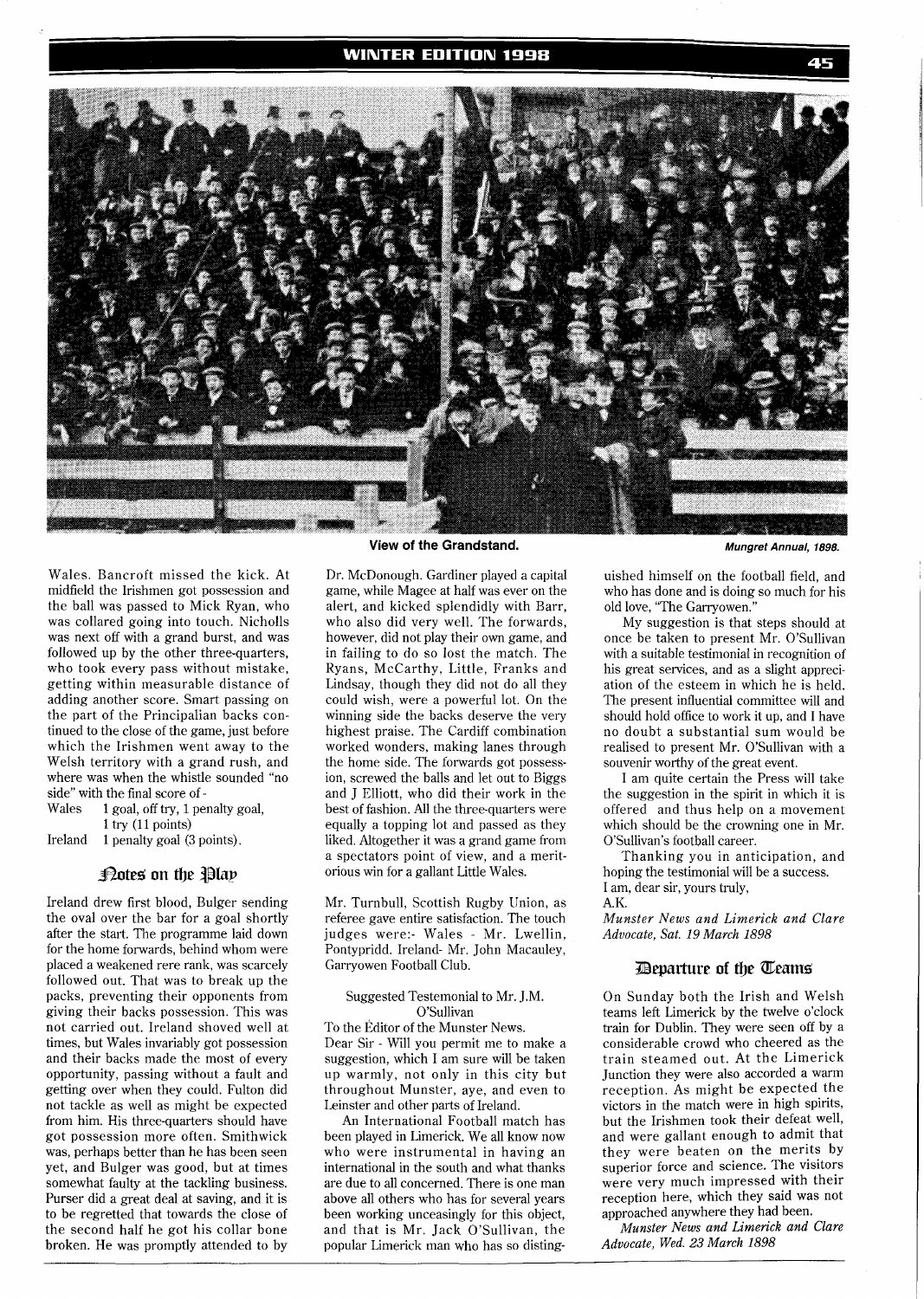View of the Grandstand. *Mungret Annual, 1898.*

Wales. Bancroft missed the kick. At midfield the Irishmen got possession and the ball was passed to Mick Ryan, who was collared going into touch. Nicholls was next off with a grand burst, and was followed up by the other three-quarters, who took every pass without mistake, getting within measurable distance of adding another score. Smart passing on the part of the Principalian backs continued to the close of the game, just before which the Irishmen went away to the Welsh territory with a grand rush, and where was when the whistle sounded "no side" with the final score of -

| | |
|---|---|
| Wales | 1 goal, off try, 1 penalty goal, 1 try (11 points) |
| Ireland | 1 penalty goal (3 points). |

## Notes on the Play

Ireland drew first blood, Bulger sending the oval over the bar for a goal shortly after the start. The programme laid down for the home forwards, behind whom were placed a weakened rere rank, was scarcely followed out. That was to break up the packs, preventing their opponents from giving their backs possession. This was not carried out. Ireland shoved well at times, but Wales invariably got possession and their backs made the most of every opportunity, passing without a fault and getting over when they could. Fulton did not tackle as well as might be expected from him. His three-quarters should have got possession more often. Smithwick was, perhaps better than he has been seen yet, and Bulger was good, but at times somewhat faulty at the tackling business. Purser did a great deal at saving, and it is to be regretted that towards the close of the second half he got his collar bone broken. He was promptly attended to by Dr. McDonough. Gardiner played a capital game, while Magee at half was ever on the alert, and kicked splendidly with Barr, who also did very well. The forwards, however, did not play their own game, and in failing to do so lost the match. The Ryans, McCarthy, Little, Franks and Lindsay, though they did not do all they could wish, were a powerful lot. On the winning side the backs deserve the very highest praise. The Cardiff combination worked wonders, making lanes through the home side. The forwards got possession, screwed the balls and let out to Biggs and J Elliott, who did their work in the best of fashion. All the three-quarters were equally a topping lot and passed as they liked. Altogether it was a grand game from a spectators point of view, and a meritorious win for a gallant Little Wales.

Mr. Turnbull, Scottish Rugby Union, as referee gave entire satisfaction. The touch judges were:- Wales - Mr. Lwellin, Pontypridd. Ireland- Mr. John Macauley, Garryowen Football Club.

Suggested Testemonial to Mr. J.M. O'Sullivan

To the Editor of the Munster News.

Dear Sir - Will you permit me to make a suggestion, which I am sure will be taken up warmly, not only in this city but throughout Munster, aye, and even to Leinster and other parts of Ireland.

An International Football match has been played in Limerick. We all know now who were instrumental in having an international in the south and what thanks are due to all concerned. There is one man above all others who has for several years been working unceasingly for this object, and that is Mr. Jack O'Sullivan, the popular Limerick man who has so distinguished himself on the football field, and who has done and is doing so much for his old love, "The Garryowen."

My suggestion is that steps should at once be taken to present Mr. O'Sullivan with a suitable testimonial in recognition of his great services, and as a slight appreciation of the esteem in which he is held. The present influential committee will and should hold office to work it up, and I have no doubt a substantial sum would be realised to present Mr. O'Sullivan with a souvenir worthy of the great event.

I am quite certain the Press will take the suggestion in the spirit in which it is offered and thus help on a movement which should be the crowning one in Mr. O'Sullivan's football career.

Thanking you in anticipation, and hoping the testimonial will be a success.

I am, dear sir, yours truly,

A.K.

*Munster News and Limerick and Clare Advocate, Sat. 19 March 1898*

## Departure of the Teams

On Sunday both the Irish and Welsh teams left Limerick by the twelve o'clock train for Dublin. They were seen off by a considerable crowd who cheered as the train steamed out. At the Limerick Junction they were also accorded a warm reception. As might be expected the victors in the match were in high spirits, but the Irishmen took their defeat well, and were gallant enough to admit that they were beaten on the merits by superior force and science. The visitors were very much impressed with their reception here, which they said was not approached anywhere they had been.

*Munster News and Limerick and Clare Advocate, Wed. 23 March 1898*